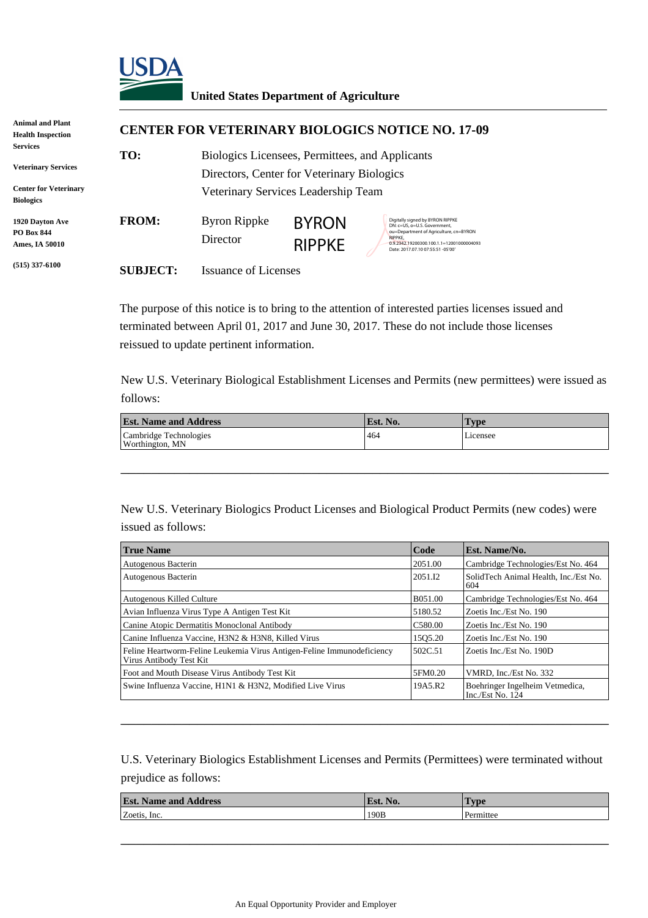**United States Department of Agriculture**

**Animal and Plant Health Inspection Services**

**Veterinary Services**

**Center for Veterinary Biologics**

**1920 Dayton Ave**
**PO Box 844**
**Ames, IA 50010**

**(515) 337-6100**

## CENTER FOR VETERINARY BIOLOGICS NOTICE NO. 17-09

**TO:** Biologics Licensees, Permittees, and Applicants
Directors, Center for Veterinary Biologics
Veterinary Services Leadership Team

**FROM:** Byron Rippke
Director

BYRON RIPPKE

Digitally signed by BYRON RIPPKE
DN: c=US, o=U.S. Government, ou=Department of Agriculture, cn=BYRON RIPPKE, 0.9.2342.19200300.100.1.1=12001000004093
Date: 2017.07.10 07:55:51 -05'00'

**SUBJECT:** Issuance of Licenses

The purpose of this notice is to bring to the attention of interested parties licenses issued and terminated between April 01, 2017 and June 30, 2017. These do not include those licenses reissued to update pertinent information.

New U.S. Veterinary Biological Establishment Licenses and Permits (new permittees) were issued as follows:

| Est. Name and Address | Est. No. | Type |
|---|---|---|
| Cambridge Technologies<br>Worthington, MN | 464 | Licensee |

New U.S. Veterinary Biologics Product Licenses and Biological Product Permits (new codes) were issued as follows:

| True Name | Code | Est. Name/No. |
|---|---|---|
| Autogenous Bacterin | 2051.00 | Cambridge Technologies/Est No. 464 |
| Autogenous Bacterin | 2051.I2 | SolidTech Animal Health, Inc./Est No. 604 |
| Autogenous Killed Culture | B051.00 | Cambridge Technologies/Est No. 464 |
| Avian Influenza Virus Type A Antigen Test Kit | 5180.52 | Zoetis Inc./Est No. 190 |
| Canine Atopic Dermatitis Monoclonal Antibody | C580.00 | Zoetis Inc./Est No. 190 |
| Canine Influenza Vaccine, H3N2 & H3N8, Killed Virus | 15Q5.20 | Zoetis Inc./Est No. 190 |
| Feline Heartworm-Feline Leukemia Virus Antigen-Feline Immunodeficiency Virus Antibody Test Kit | 502C.51 | Zoetis Inc./Est No. 190D |
| Foot and Mouth Disease Virus Antibody Test Kit | 5FM0.20 | VMRD, Inc./Est No. 332 |
| Swine Influenza Vaccine, H1N1 & H3N2, Modified Live Virus | 19A5.R2 | Boehringer Ingelheim Vetmedica, Inc./Est No. 124 |

U.S. Veterinary Biologics Establishment Licenses and Permits (Permittees) were terminated without prejudice as follows:

| Est. Name and Address | Est. No. | Type |
|---|---|---|
| Zoetis, Inc. | 190B | Permittee |

An Equal Opportunity Provider and Employer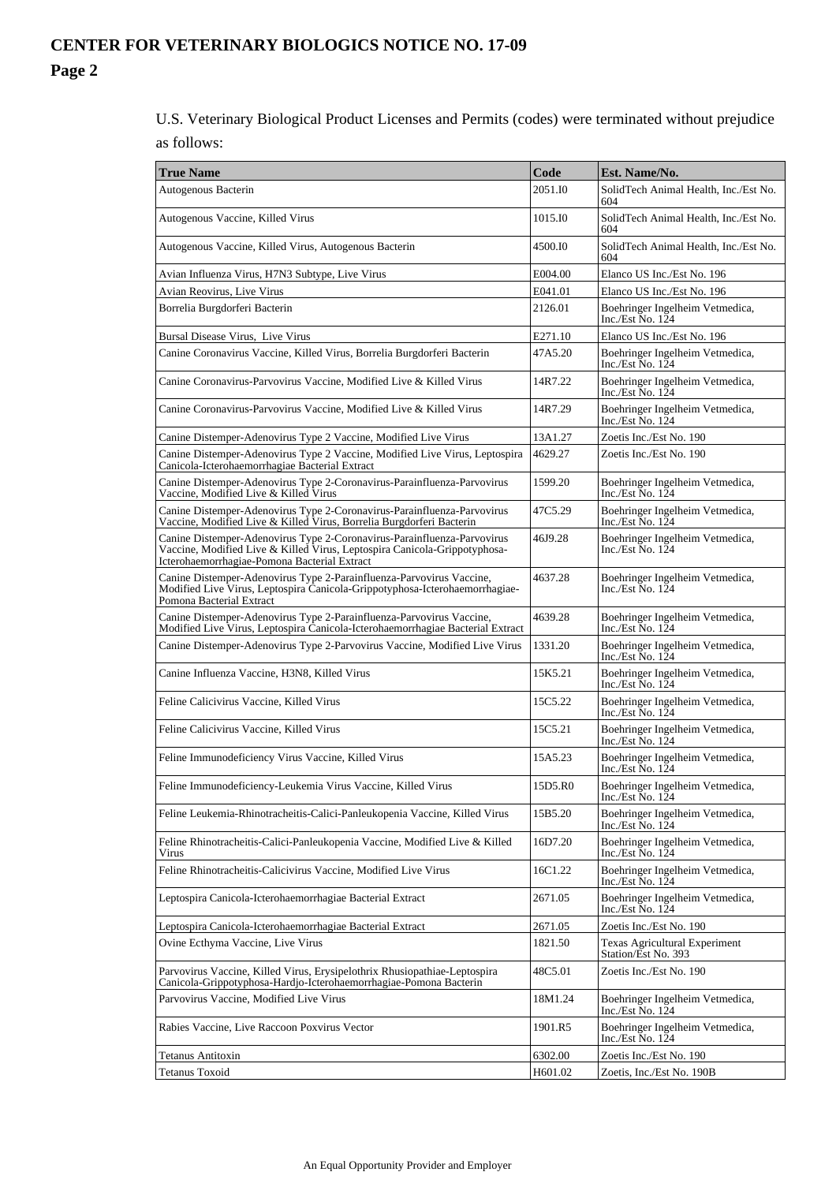U.S. Veterinary Biological Product Licenses and Permits (codes) were terminated without prejudice as follows:

| True Name | Code | Est. Name/No. |
|---|---|---|
| Autogenous Bacterin | 2051.I0 | SolidTech Animal Health, Inc./Est No. 604 |
| Autogenous Vaccine, Killed Virus | 1015.I0 | SolidTech Animal Health, Inc./Est No. 604 |
| Autogenous Vaccine, Killed Virus, Autogenous Bacterin | 4500.I0 | SolidTech Animal Health, Inc./Est No. 604 |
| Avian Influenza Virus, H7N3 Subtype, Live Virus | E004.00 | Elanco US Inc./Est No. 196 |
| Avian Reovirus, Live Virus | E041.01 | Elanco US Inc./Est No. 196 |
| Borrelia Burgdorferi Bacterin | 2126.01 | Boehringer Ingelheim Vetmedica, Inc./Est No. 124 |
| Bursal Disease Virus, Live Virus | E271.10 | Elanco US Inc./Est No. 196 |
| Canine Coronavirus Vaccine, Killed Virus, Borrelia Burgdorferi Bacterin | 47A5.20 | Boehringer Ingelheim Vetmedica, Inc./Est No. 124 |
| Canine Coronavirus-Parvovirus Vaccine, Modified Live & Killed Virus | 14R7.22 | Boehringer Ingelheim Vetmedica, Inc./Est No. 124 |
| Canine Coronavirus-Parvovirus Vaccine, Modified Live & Killed Virus | 14R7.29 | Boehringer Ingelheim Vetmedica, Inc./Est No. 124 |
| Canine Distemper-Adenovirus Type 2 Vaccine, Modified Live Virus | 13A1.27 | Zoetis Inc./Est No. 190 |
| Canine Distemper-Adenovirus Type 2 Vaccine, Modified Live Virus, Leptospira Canicola-Icterohaemorrhagiae Bacterial Extract | 4629.27 | Zoetis Inc./Est No. 190 |
| Canine Distemper-Adenovirus Type 2-Coronavirus-Parainfluenza-Parvovirus Vaccine, Modified Live & Killed Virus | 1599.20 | Boehringer Ingelheim Vetmedica, Inc./Est No. 124 |
| Canine Distemper-Adenovirus Type 2-Coronavirus-Parainfluenza-Parvovirus Vaccine, Modified Live & Killed Virus, Borrelia Burgdorferi Bacterin | 47C5.29 | Boehringer Ingelheim Vetmedica, Inc./Est No. 124 |
| Canine Distemper-Adenovirus Type 2-Coronavirus-Parainfluenza-Parvovirus Vaccine, Modified Live & Killed Virus, Leptospira Canicola-Grippotyphosa-Icterohaemorrhagiae-Pomona Bacterial Extract | 46J9.28 | Boehringer Ingelheim Vetmedica, Inc./Est No. 124 |
| Canine Distemper-Adenovirus Type 2-Parainfluenza-Parvovirus Vaccine, Modified Live Virus, Leptospira Canicola-Grippotyphosa-Icterohaemorrhagiae-Pomona Bacterial Extract | 4637.28 | Boehringer Ingelheim Vetmedica, Inc./Est No. 124 |
| Canine Distemper-Adenovirus Type 2-Parainfluenza-Parvovirus Vaccine, Modified Live Virus, Leptospira Canicola-Icterohaemorrhagiae Bacterial Extract | 4639.28 | Boehringer Ingelheim Vetmedica, Inc./Est No. 124 |
| Canine Distemper-Adenovirus Type 2-Parvovirus Vaccine, Modified Live Virus | 1331.20 | Boehringer Ingelheim Vetmedica, Inc./Est No. 124 |
| Canine Influenza Vaccine, H3N8, Killed Virus | 15K5.21 | Boehringer Ingelheim Vetmedica, Inc./Est No. 124 |
| Feline Calicivirus Vaccine, Killed Virus | 15C5.22 | Boehringer Ingelheim Vetmedica, Inc./Est No. 124 |
| Feline Calicivirus Vaccine, Killed Virus | 15C5.21 | Boehringer Ingelheim Vetmedica, Inc./Est No. 124 |
| Feline Immunodeficiency Virus Vaccine, Killed Virus | 15A5.23 | Boehringer Ingelheim Vetmedica, Inc./Est No. 124 |
| Feline Immunodeficiency-Leukemia Virus Vaccine, Killed Virus | 15D5.R0 | Boehringer Ingelheim Vetmedica, Inc./Est No. 124 |
| Feline Leukemia-Rhinotracheitis-Calici-Panleukopenia Vaccine, Killed Virus | 15B5.20 | Boehringer Ingelheim Vetmedica, Inc./Est No. 124 |
| Feline Rhinotracheitis-Calici-Panleukopenia Vaccine, Modified Live & Killed Virus | 16D7.20 | Boehringer Ingelheim Vetmedica, Inc./Est No. 124 |
| Feline Rhinotracheitis-Calicivirus Vaccine, Modified Live Virus | 16C1.22 | Boehringer Ingelheim Vetmedica, Inc./Est No. 124 |
| Leptospira Canicola-Icterohaemorrhagiae Bacterial Extract | 2671.05 | Boehringer Ingelheim Vetmedica, Inc./Est No. 124 |
| Leptospira Canicola-Icterohaemorrhagiae Bacterial Extract | 2671.05 | Zoetis Inc./Est No. 190 |
| Ovine Ecthyma Vaccine, Live Virus | 1821.50 | Texas Agricultural Experiment Station/Est No. 393 |
| Parvovirus Vaccine, Killed Virus, Erysipelothrix Rhusiopathiae-Leptospira Canicola-Grippotyphosa-Hardjo-Icterohaemorrhagiae-Pomona Bacterin | 48C5.01 | Zoetis Inc./Est No. 190 |
| Parvovirus Vaccine, Modified Live Virus | 18M1.24 | Boehringer Ingelheim Vetmedica, Inc./Est No. 124 |
| Rabies Vaccine, Live Raccoon Poxvirus Vector | 1901.R5 | Boehringer Ingelheim Vetmedica, Inc./Est No. 124 |
| Tetanus Antitoxin | 6302.00 | Zoetis Inc./Est No. 190 |
| Tetanus Toxoid | H601.02 | Zoetis, Inc./Est No. 190B |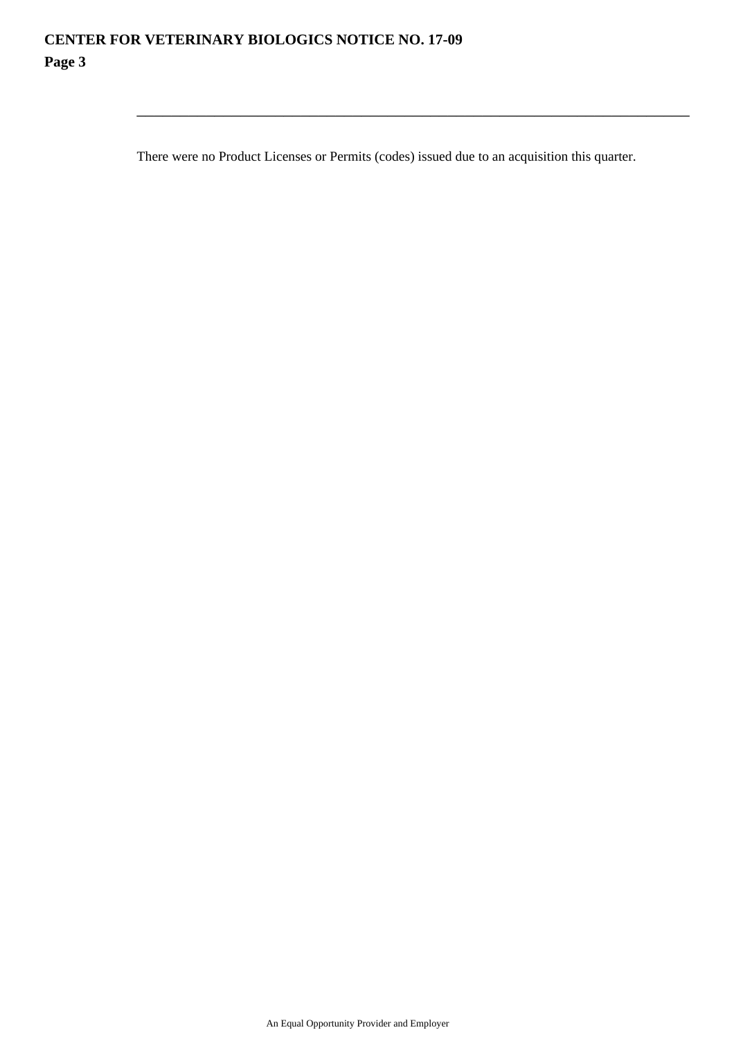---

There were no Product Licenses or Permits (codes) issued due to an acquisition this quarter.